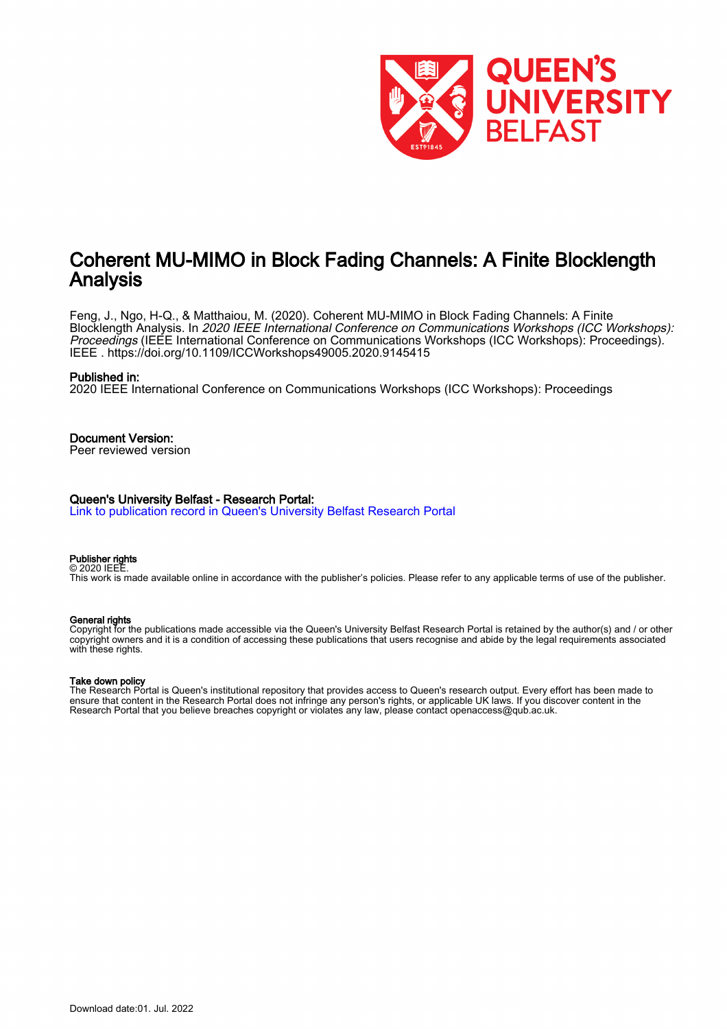# Coherent MU-MIMO in Block Fading Channels: A Finite Blocklength Analysis

Feng, J., Ngo, H-Q., & Matthaiou, M. (2020). Coherent MU-MIMO in Block Fading Channels: A Finite Blocklength Analysis. In *2020 IEEE International Conference on Communications Workshops (ICC Workshops): Proceedings* (IEEE International Conference on Communications Workshops (ICC Workshops): Proceedings). IEEE . https://doi.org/10.1109/ICCWorkshops49005.2020.9145415

**Published in:**
2020 IEEE International Conference on Communications Workshops (ICC Workshops): Proceedings

**Document Version:**
Peer reviewed version

**Queen's University Belfast - Research Portal:**
Link to publication record in Queen's University Belfast Research Portal

**Publisher rights**
© 2020 IEEE.
This work is made available online in accordance with the publisher's policies. Please refer to any applicable terms of use of the publisher.

**General rights**
Copyright for the publications made accessible via the Queen's University Belfast Research Portal is retained by the author(s) and / or other copyright owners and it is a condition of accessing these publications that users recognise and abide by the legal requirements associated with these rights.

**Take down policy**
The Research Portal is Queen's institutional repository that provides access to Queen's research output. Every effort has been made to ensure that content in the Research Portal does not infringe any person's rights, or applicable UK laws. If you discover content in the Research Portal that you believe breaches copyright or violates any law, please contact openaccess@qub.ac.uk.

Download date:01. Jul. 2022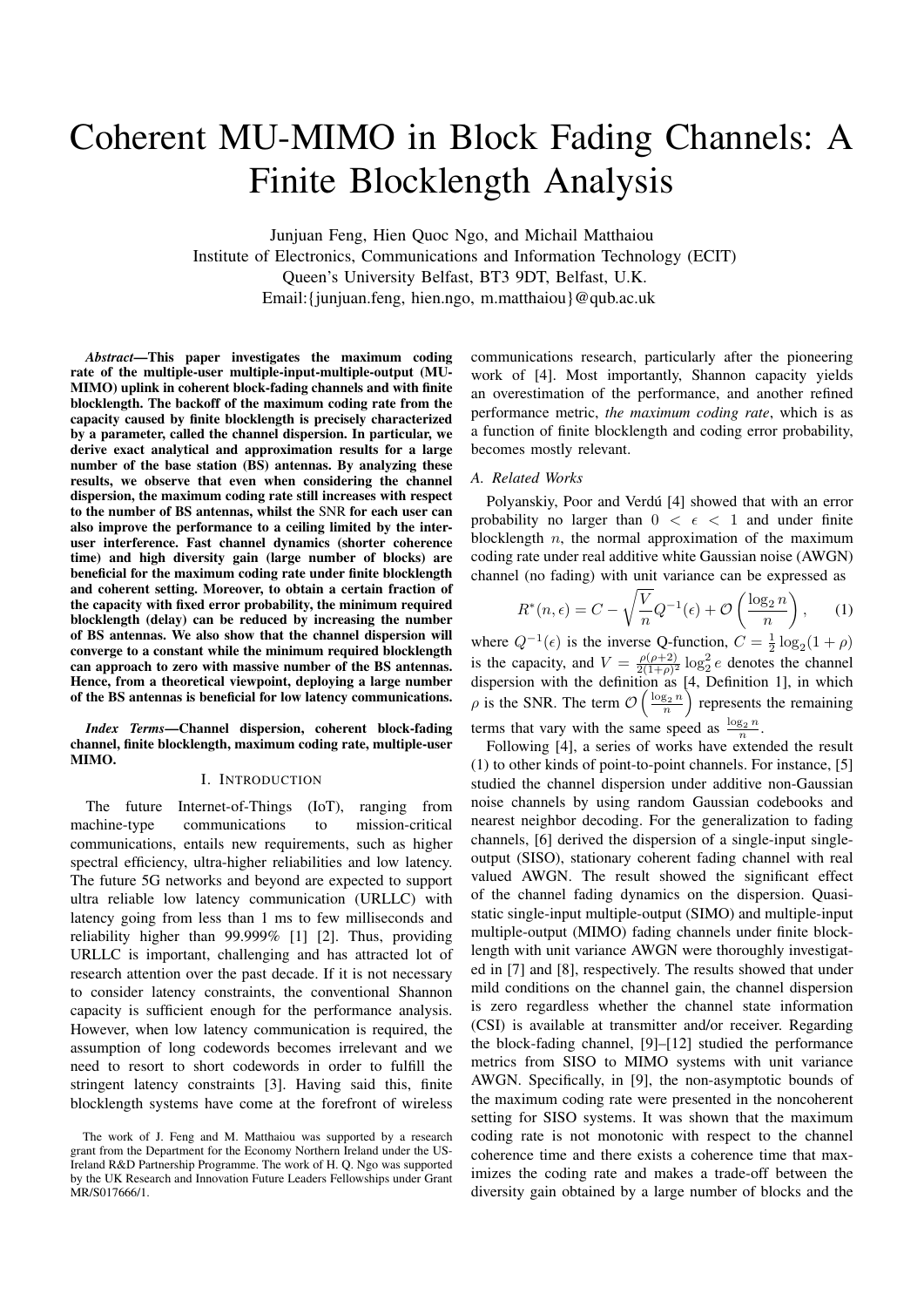# Coherent MU-MIMO in Block Fading Channels: A Finite Blocklength Analysis

Junjuan Feng, Hien Quoc Ngo, and Michail Matthaiou
Institute of Electronics, Communications and Information Technology (ECIT)
Queen's University Belfast, BT3 9DT, Belfast, U.K.
Email:{junjuan.feng, hien.ngo, m.matthaiou}@qub.ac.uk

***Abstract*—This paper investigates the maximum coding rate of the multiple-user multiple-input-multiple-output (MU-MIMO) uplink in coherent block-fading channels and with finite blocklength. The backoff of the maximum coding rate from the capacity caused by finite blocklength is precisely characterized by a parameter, called the channel dispersion. In particular, we derive exact analytical and approximation results for a large number of the base station (BS) antennas. By analyzing these results, we observe that even when considering the channel dispersion, the maximum coding rate still increases with respect to the number of BS antennas, whilst the SNR for each user can also improve the performance to a ceiling limited by the inter-user interference. Fast channel dynamics (shorter coherence time) and high diversity gain (large number of blocks) are beneficial for the maximum coding rate under finite blocklength and coherent setting. Moreover, to obtain a certain fraction of the capacity with fixed error probability, the minimum required blocklength (delay) can be reduced by increasing the number of BS antennas. We also show that the channel dispersion will converge to a constant while the minimum required blocklength can approach to zero with massive number of the BS antennas. Hence, from a theoretical viewpoint, deploying a large number of the BS antennas is beneficial for low latency communications.**

***Index Terms*—Channel dispersion, coherent block-fading channel, finite blocklength, maximum coding rate, multiple-user MIMO.**

## I. Introduction

The future Internet-of-Things (IoT), ranging from machine-type communications to mission-critical communications, entails new requirements, such as higher spectral efficiency, ultra-higher reliabilities and low latency. The future 5G networks and beyond are expected to support ultra reliable low latency communication (URLLC) with latency going from less than 1 ms to few milliseconds and reliability higher than 99.999% [1] [2]. Thus, providing URLLC is important, challenging and has attracted lot of research attention over the past decade. If it is not necessary to consider latency constraints, the conventional Shannon capacity is sufficient enough for the performance analysis. However, when low latency communication is required, the assumption of long codewords becomes irrelevant and we need to resort to short codewords in order to fulfill the stringent latency constraints [3]. Having said this, finite blocklength systems have come at the forefront of wireless communications research, particularly after the pioneering work of [4]. Most importantly, Shannon capacity yields an overestimation of the performance, and another refined performance metric, *the maximum coding rate*, which is as a function of finite blocklength and coding error probability, becomes mostly relevant.

### A. Related Works

Polyanskiy, Poor and Verdú [4] showed that with an error probability no larger than $0 < \epsilon < 1$ and under finite blocklength $n$, the normal approximation of the maximum coding rate under real additive white Gaussian noise (AWGN) channel (no fading) with unit variance can be expressed as

$$R^*(n,\epsilon) = C - \sqrt{\frac{V}{n}}Q^{-1}(\epsilon) + \mathcal{O}\left(\frac{\log_2 n}{n}\right), \tag{1}$$

where $Q^{-1}(\epsilon)$ is the inverse Q-function, $C = \frac{1}{2}\log_2(1+\rho)$ is the capacity, and $V = \frac{\rho(\rho+2)}{2(1+\rho)^2}\log_2^2 e$ denotes the channel dispersion with the definition as [4, Definition 1], in which $\rho$ is the SNR. The term $\mathcal{O}\left(\frac{\log_2 n}{n}\right)$ represents the remaining terms that vary with the same speed as $\frac{\log_2 n}{n}$.

Following [4], a series of works have extended the result (1) to other kinds of point-to-point channels. For instance, [5] studied the channel dispersion under additive non-Gaussian noise channels by using random Gaussian codebooks and nearest neighbor decoding. For the generalization to fading channels, [6] derived the dispersion of a single-input single-output (SISO), stationary coherent fading channel with real valued AWGN. The result showed the significant effect of the channel fading dynamics on the dispersion. Quasi-static single-input multiple-output (SIMO) and multiple-input multiple-output (MIMO) fading channels under finite blocklength with unit variance AWGN were thoroughly investigated in [7] and [8], respectively. The results showed that under mild conditions on the channel gain, the channel dispersion is zero regardless whether the channel state information (CSI) is available at transmitter and/or receiver. Regarding the block-fading channel, [9]–[12] studied the performance metrics from SISO to MIMO systems with unit variance AWGN. Specifically, in [9], the non-asymptotic bounds of the maximum coding rate were presented in the noncoherent setting for SISO systems. It was shown that the maximum coding rate is not monotonic with respect to the channel coherence time and there exists a coherence time that maximizes the coding rate and makes a trade-off between the diversity gain obtained by a large number of blocks and the

The work of J. Feng and M. Matthaiou was supported by a research grant from the Department for the Economy Northern Ireland under the US-Ireland R&D Partnership Programme. The work of H. Q. Ngo was supported by the UK Research and Innovation Future Leaders Fellowships under Grant MR/S017666/1.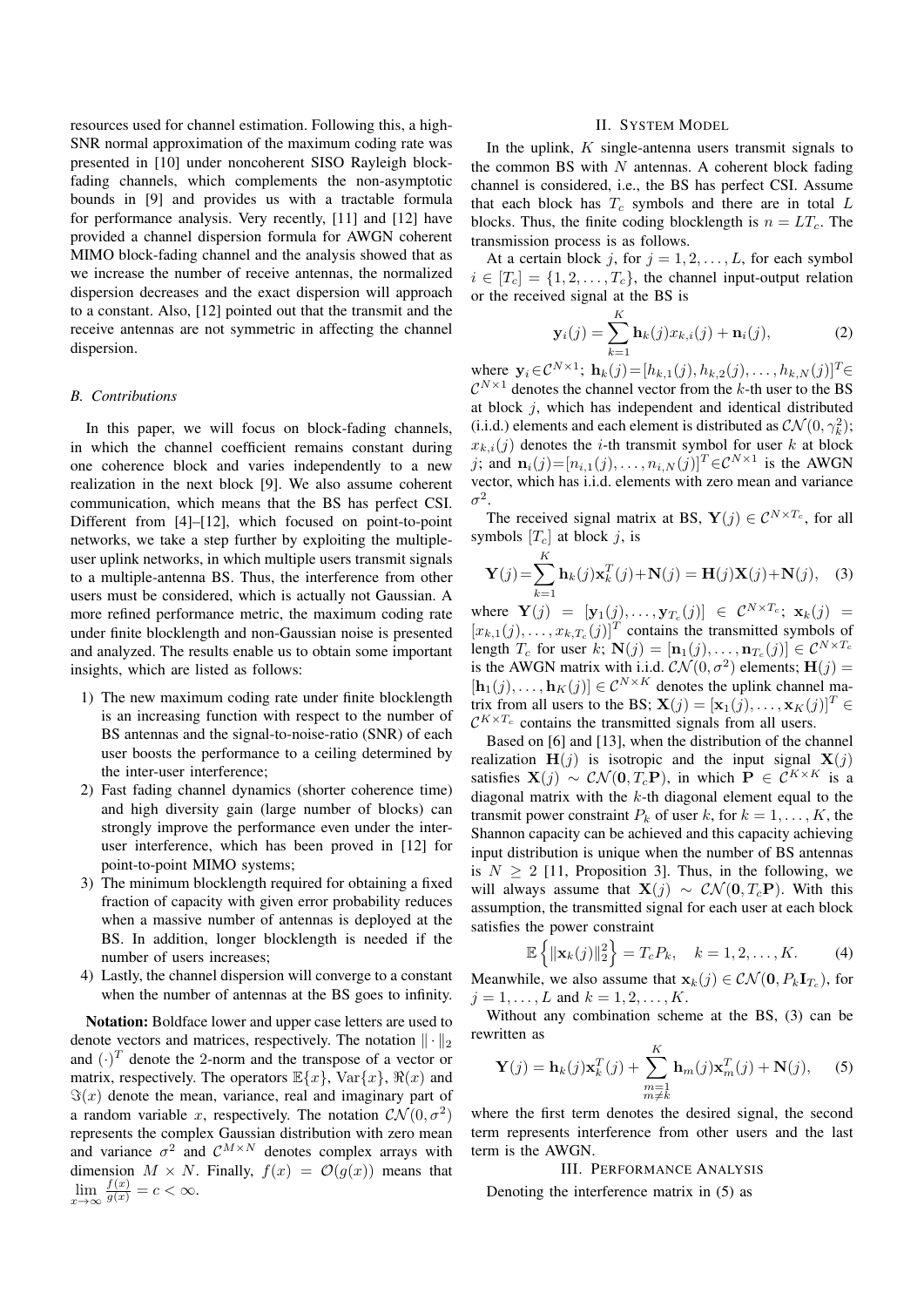resources used for channel estimation. Following this, a high-SNR normal approximation of the maximum coding rate was presented in [10] under noncoherent SISO Rayleigh block-fading channels, which complements the non-asymptotic bounds in [9] and provides us with a tractable formula for performance analysis. Very recently, [11] and [12] have provided a channel dispersion formula for AWGN coherent MIMO block-fading channel and the analysis showed that as we increase the number of receive antennas, the normalized dispersion decreases and the exact dispersion will approach to a constant. Also, [12] pointed out that the transmit and the receive antennas are not symmetric in affecting the channel dispersion.

### *B. Contributions*

In this paper, we will focus on block-fading channels, in which the channel coefficient remains constant during one coherence block and varies independently to a new realization in the next block [9]. We also assume coherent communication, which means that the BS has perfect CSI. Different from [4]–[12], which focused on point-to-point networks, we take a step further by exploiting the multiple-user uplink networks, in which multiple users transmit signals to a multiple-antenna BS. Thus, the interference from other users must be considered, which is actually not Gaussian. A more refined performance metric, the maximum coding rate under finite blocklength and non-Gaussian noise is presented and analyzed. The results enable us to obtain some important insights, which are listed as follows:

1) The new maximum coding rate under finite blocklength is an increasing function with respect to the number of BS antennas and the signal-to-noise-ratio (SNR) of each user boosts the performance to a ceiling determined by the inter-user interference;
2) Fast fading channel dynamics (shorter coherence time) and high diversity gain (large number of blocks) can strongly improve the performance even under the inter-user interference, which has been proved in [12] for point-to-point MIMO systems;
3) The minimum blocklength required for obtaining a fixed fraction of capacity with given error probability reduces when a massive number of antennas is deployed at the BS. In addition, longer blocklength is needed if the number of users increases;
4) Lastly, the channel dispersion will converge to a constant when the number of antennas at the BS goes to infinity.

**Notation:** Boldface lower and upper case letters are used to denote vectors and matrices, respectively. The notation $\|\cdot\|_2$ and $(\cdot)^T$ denote the 2-norm and the transpose of a vector or matrix, respectively. The operators $\mathbb{E}\{x\}$, $\mathrm{Var}\{x\}$, $\Re(x)$ and $\Im(x)$ denote the mean, variance, real and imaginary part of a random variable $x$, respectively. The notation $\mathcal{CN}(0,\sigma^2)$ represents the complex Gaussian distribution with zero mean and variance $\sigma^2$ and $\mathcal{C}^{M\times N}$ denotes complex arrays with dimension $M\times N$. Finally, $f(x)=\mathcal{O}(g(x))$ means that $\lim\limits_{x\to\infty}\frac{f(x)}{g(x)}=c<\infty$.

## II. System Model

In the uplink, $K$ single-antenna users transmit signals to the common BS with $N$ antennas. A coherent block fading channel is considered, i.e., the BS has perfect CSI. Assume that each block has $T_c$ symbols and there are in total $L$ blocks. Thus, the finite coding blocklength is $n=LT_c$. The transmission process is as follows.

At a certain block $j$, for $j=1,2,\ldots,L$, for each symbol $i\in[T_c]=\{1,2,\ldots,T_c\}$, the channel input-output relation or the received signal at the BS is

$$\mathbf{y}_i(j)=\sum_{k=1}^{K}\mathbf{h}_k(j)x_{k,i}(j)+\mathbf{n}_i(j), \tag{2}$$

where $\mathbf{y}_i\in\mathcal{C}^{N\times1}$; $\mathbf{h}_k(j)=[h_{k,1}(j),h_{k,2}(j),\ldots,h_{k,N}(j)]^T\in\mathcal{C}^{N\times1}$ denotes the channel vector from the $k$-th user to the BS at block $j$, which has independent and identical distributed (i.i.d.) elements and each element is distributed as $\mathcal{CN}(0,\gamma_k^2)$; $x_{k,i}(j)$ denotes the $i$-th transmit symbol for user $k$ at block $j$; and $\mathbf{n}_i(j)=[n_{i,1}(j),\ldots,n_{i,N}(j)]^T\in\mathcal{C}^{N\times1}$ is the AWGN vector, which has i.i.d. elements with zero mean and variance $\sigma^2$.

The received signal matrix at BS, $\mathbf{Y}(j)\in\mathcal{C}^{N\times T_c}$, for all symbols $[T_c]$ at block $j$, is

$$\mathbf{Y}(j)=\sum_{k=1}^{K}\mathbf{h}_k(j)\mathbf{x}_k^T(j)+\mathbf{N}(j)=\mathbf{H}(j)\mathbf{X}(j)+\mathbf{N}(j), \tag{3}$$

where $\mathbf{Y}(j)=[\mathbf{y}_1(j),\ldots,\mathbf{y}_{T_c}(j)]\in\mathcal{C}^{N\times T_c}$; $\mathbf{x}_k(j)=[x_{k,1}(j),\ldots,x_{k,T_c}(j)]^T$ contains the transmitted symbols of length $T_c$ for user $k$; $\mathbf{N}(j)=[\mathbf{n}_1(j),\ldots,\mathbf{n}_{T_c}(j)]\in\mathcal{C}^{N\times T_c}$ is the AWGN matrix with i.i.d. $\mathcal{CN}(0,\sigma^2)$ elements; $\mathbf{H}(j)=[\mathbf{h}_1(j),\ldots,\mathbf{h}_K(j)]\in\mathcal{C}^{N\times K}$ denotes the uplink channel matrix from all users to the BS; $\mathbf{X}(j)=[\mathbf{x}_1(j),\ldots,\mathbf{x}_K(j)]^T\in\mathcal{C}^{K\times T_c}$ contains the transmitted signals from all users.

Based on [6] and [13], when the distribution of the channel realization $\mathbf{H}(j)$ is isotropic and the input signal $\mathbf{X}(j)$ satisfies $\mathbf{X}(j)\sim\mathcal{CN}(\mathbf{0},T_c\mathbf{P})$, in which $\mathbf{P}\in\mathcal{C}^{K\times K}$ is a diagonal matrix with the $k$-th diagonal element equal to the transmit power constraint $P_k$ of user $k$, for $k=1,\ldots,K$, the Shannon capacity can be achieved and this capacity achieving input distribution is unique when the number of BS antennas is $N\geq2$ [11, Proposition 3]. Thus, in the following, we will always assume that $\mathbf{X}(j)\sim\mathcal{CN}(\mathbf{0},T_c\mathbf{P})$. With this assumption, the transmitted signal for each user at each block satisfies the power constraint

$$\mathbb{E}\left\{\|\mathbf{x}_k(j)\|_2^2\right\}=T_cP_k,\quad k=1,2,\ldots,K. \tag{4}$$

Meanwhile, we also assume that $\mathbf{x}_k(j)\in\mathcal{CN}(\mathbf{0},P_k\mathbf{I}_{T_c})$, for $j=1,\ldots,L$ and $k=1,2,\ldots,K$.

Without any combination scheme at the BS, (3) can be rewritten as

$$\mathbf{Y}(j)=\mathbf{h}_k(j)\mathbf{x}_k^T(j)+\sum_{\substack{m=1\\m\neq k}}^{K}\mathbf{h}_m(j)\mathbf{x}_m^T(j)+\mathbf{N}(j), \tag{5}$$

where the first term denotes the desired signal, the second term represents interference from other users and the last term is the AWGN.

## III. Performance Analysis

Denoting the interference matrix in (5) as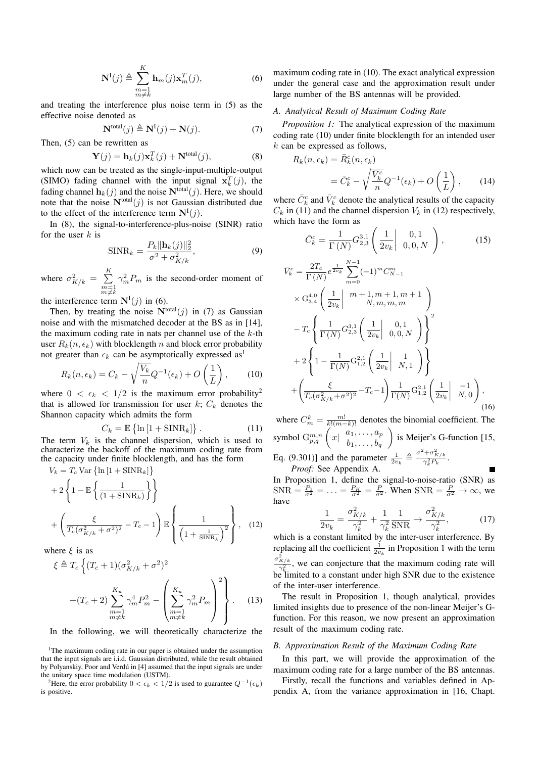$$\mathbf{N}^{\text{I}}(j) \triangleq \sum_{\substack{m=1 \\ m\neq k}}^{K} \mathbf{h}_m(j)\mathbf{x}_m^T(j), \tag{6}$$

and treating the interference plus noise term in (5) as the effective noise denoted as

$$\mathbf{N}^{\text{total}}(j) \triangleq \mathbf{N}^{\text{I}}(j) + \mathbf{N}(j). \tag{7}$$

Then, (5) can be rewritten as

$$\mathbf{Y}(j) = \mathbf{h}_k(j)\mathbf{x}_k^T(j) + \mathbf{N}^{\text{total}}(j), \tag{8}$$

which now can be treated as the single-input-multiple-output (SIMO) fading channel with the input signal $\mathbf{x}_k^T(j)$, the fading channel $\mathbf{h}_k(j)$ and the noise $\mathbf{N}^{\text{total}}(j)$. Here, we should note that the noise $\mathbf{N}^{\text{total}}(j)$ is not Gaussian distributed due to the effect of the interference term $\mathbf{N}^{\text{I}}(j)$.

In (8), the signal-to-interference-plus-noise (SINR) ratio for the user $k$ is

$$\text{SINR}_k = \frac{P_k \|\mathbf{h}_k(j)\|_2^2}{\sigma^2 + \sigma_{K/k}^2}, \tag{9}$$

where $\sigma_{K/k}^2 = \sum\limits_{\substack{m=1 \\ m\neq k}}^{K} \gamma_m^2 P_m$ is the second-order moment of the interference term $\mathbf{N}^{\text{I}}(j)$ in (6).

Then, by treating the noise $\mathbf{N}^{\text{total}}(j)$ in (7) as Gaussian noise and with the mismatched decoder at the BS as in [14], the maximum coding rate in nats per channel use of the $k$-th user $R_k(n, \epsilon_k)$ with blocklength $n$ and block error probability not greater than $\epsilon_k$ can be asymptotically expressed as[1]

$$R_k(n, \epsilon_k) = C_k - \sqrt{\frac{V_k}{n}} Q^{-1}(\epsilon_k) + O\left(\frac{1}{L}\right), \tag{10}$$

where $0 < \epsilon_k < 1/2$ is the maximum error probability[2] that is allowed for transmission for user $k$; $C_k$ denotes the Shannon capacity which admits the form

$$C_k = \mathbb{E}\left\{\ln\left[1 + \text{SINR}_k\right]\right\}. \tag{11}$$

The term $V_k$ is the channel dispersion, which is used to characterize the backoff of the maximum coding rate from the capacity under finite blocklength, and has the form

$$\begin{aligned} V_k = {} & T_c \operatorname{Var}\left\{\ln\left[1 + \text{SINR}_k\right]\right\} \\ & + 2\left\{1 - \mathbb{E}\left\{\frac{1}{(1 + \text{SINR}_k)}\right\}\right\} \\ & + \left(\frac{\xi}{T_c(\sigma_{K/k}^2 + \sigma^2)^2} - T_c - 1\right) \mathbb{E}\left\{\frac{1}{\left(1 + \frac{1}{\text{SINR}_k}\right)^2}\right\}, \end{aligned} \tag{12}$$

where $\xi$ is as

$$\xi \triangleq T_c \left\{ (T_c + 1)(\sigma_{K/k}^2 + \sigma^2)^2 + (T_c + 2)\sum_{\substack{m=1 \\ m\neq k}}^{K_u} \gamma_m^4 P_m^2 - \left(\sum_{\substack{m=1 \\ m\neq k}}^{K_u} \gamma_m^2 P_m\right)^2 \right\}. \tag{13}$$

In the following, we will theoretically characterize the maximum coding rate in (10). The exact analytical expression under the general case and the approximation result under large number of the BS antennas will be provided.

### A. Analytical Result of Maximum Coding Rate

*Proposition 1:* The analytical expression of the maximum coding rate (10) under finite blocklength for an intended user $k$ can be expressed as follows,

$$\begin{aligned} R_k(n, \epsilon_k) &= \bar{R}_k^c(n, \epsilon_k) \\ &= \bar{C}_k^c - \sqrt{\frac{\bar{V}_k^c}{n}} Q^{-1}(\epsilon_k) + O\left(\frac{1}{L}\right), \end{aligned} \tag{14}$$

where $\bar{C}_k^c$ and $\bar{V}_k^c$ denote the analytical results of the capacity $C_k$ in (11) and the channel dispersion $V_k$ in (12) respectively, which have the form as

$$\bar{C}_k^c = \frac{1}{\Gamma(N)} G_{2,3}^{3,1}\left(\frac{1}{2v_k}\middle|\, \begin{matrix} 0, 1 \\ 0, 0, N \end{matrix}\right), \tag{15}$$

$$\begin{aligned} \bar{V}_k^c = {} & \frac{2T_c}{\Gamma(N)} e^{\frac{1}{2v_k}} \sum_{m=0}^{N-1} (-1)^m C_{N-1}^m \\ & \times \mathrm{G}_{3,4}^{4,0}\left(\frac{1}{2v_k}\middle|\, \begin{matrix} m+1, m+1, m+1 \\ N, m, m, m \end{matrix}\right) \\ & - T_c \left\{\frac{1}{\Gamma(N)} G_{2,3}^{3,1}\left(\frac{1}{2v_k}\middle|\, \begin{matrix} 0, 1 \\ 0, 0, N \end{matrix}\right)\right\}^2 \\ & + 2\left\{1 - \frac{1}{\Gamma(N)} \mathrm{G}_{1,2}^{2,1}\left(\frac{1}{2v_k}\middle|\, \begin{matrix} 1 \\ N, 1 \end{matrix}\right)\right\} \\ & + \left(\frac{\xi}{T_c(\sigma_{K/k}^2 + \sigma^2)^2} - T_c - 1\right) \frac{1}{\Gamma(N)} \mathrm{G}_{1,2}^{2,1}\left(\frac{1}{2v_k}\middle|\, \begin{matrix} -1 \\ N, 0 \end{matrix}\right), \end{aligned} \tag{16}$$

where $C_m^k = \frac{m!}{k!(m-k)!}$ denotes the binomial coefficient. The symbol $\mathrm{G}_{p,q}^{m,n}\left(x\middle|\, \begin{matrix} a_1, \ldots, a_p \\ b_1, \ldots, b_q \end{matrix}\right)$ is Meijer's G-function [15, Eq. (9.301)] and the parameter $\frac{1}{2v_k} \triangleq \frac{\sigma^2 + \sigma_{K/k}^2}{\gamma_k^2 P_k}$. ∎

*Proof:* See Appendix A.

In Proposition 1, define the signal-to-noise-ratio (SNR) as $\text{SNR} = \frac{P_1}{\sigma^2} = \ldots = \frac{P_K}{\sigma^2} = \frac{P}{\sigma^2}$. When $\text{SNR} = \frac{P}{\sigma^2} \to \infty$, we have

$$\frac{1}{2v_k} = \frac{\sigma_{K/k}^2}{\gamma_k^2} + \frac{1}{\gamma_k^2}\frac{1}{\text{SNR}} \to \frac{\sigma_{K/k}^2}{\gamma_k^2}, \tag{17}$$

which is a constant limited by the inter-user interference. By replacing all the coefficient $\frac{1}{2v_k}$ in Proposition 1 with the term $\frac{\sigma_{K/k}^2}{\gamma_k^2}$, we can conjecture that the maximum coding rate will be limited to a constant under high SNR due to the existence of the inter-user interference.

The result in Proposition 1, though analytical, provides limited insights due to presence of the non-linear Meijer's G-function. For this reason, we now present an approximation result of the maximum coding rate.

### B. Approximation Result of the Maximum Coding Rate

In this part, we will provide the approximation of the maximum coding rate for a large number of the BS antennas.

Firstly, recall the functions and variables defined in Appendix A, from the variance approximation in [16, Chapt.

[1] The maximum coding rate in our paper is obtained under the assumption that the input signals are i.i.d. Gaussian distributed, while the result obtained by Polyanskiy, Poor and Verdú in [4] assumed that the input signals are under the unitary space time modulation (USTM).

[2] Here, the error probability $0 < \epsilon_k < 1/2$ is used to guarantee $Q^{-1}(\epsilon_k)$ is positive.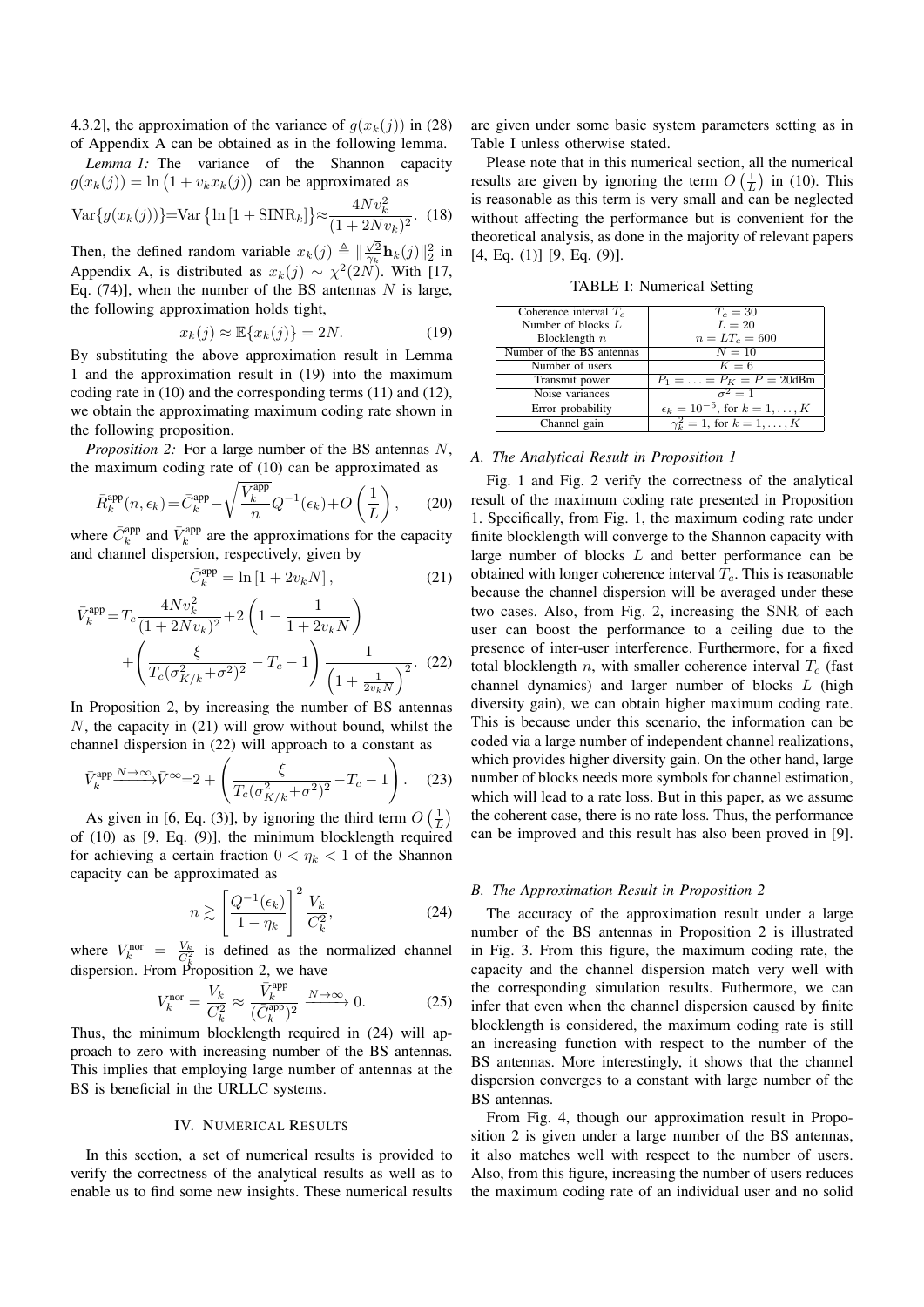4.3.2], the approximation of the variance of $g(x_k(j))$ in (28) of Appendix A can be obtained as in the following lemma.

*Lemma 1:* The variance of the Shannon capacity $g(x_k(j)) = \ln\left(1 + v_k x_k(j)\right)$ can be approximated as

$$\mathrm{Var}\{g(x_k(j))\}=\mathrm{Var}\left\{\ln\left[1+\mathrm{SINR}_k\right]\right\}\approx\frac{4Nv_k^2}{(1+2Nv_k)^2}. \quad (18)$$

Then, the defined random variable $x_k(j) \triangleq \|\frac{\sqrt{2}}{\gamma_k}\mathbf{h}_k(j)\|_2^2$ in Appendix A, is distributed as $x_k(j) \sim \chi^2(2N)$. With [17, Eq. (74)], when the number of the BS antennas $N$ is large, the following approximation holds tight,

$$x_k(j) \approx \mathbb{E}\{x_k(j)\} = 2N. \quad (19)$$

By substituting the above approximation result in Lemma 1 and the approximation result in (19) into the maximum coding rate in (10) and the corresponding terms (11) and (12), we obtain the approximating maximum coding rate shown in the following proposition.

*Proposition 2:* For a large number of the BS antennas $N$, the maximum coding rate of (10) can be approximated as

$$\bar{R}_k^{\mathrm{app}}(n,\epsilon_k)=\bar{C}_k^{\mathrm{app}}-\sqrt{\frac{\bar{V}_k^{\mathrm{app}}}{n}}Q^{-1}(\epsilon_k)+O\left(\frac{1}{L}\right), \quad (20)$$

where $\bar{C}_k^{\mathrm{app}}$ and $\bar{V}_k^{\mathrm{app}}$ are the approximations for the capacity and channel dispersion, respectively, given by

$$\bar{C}_k^{\mathrm{app}} = \ln\left[1 + 2v_k N\right], \quad (21)$$

$$\bar{V}_k^{\mathrm{app}}=T_c\frac{4Nv_k^2}{(1+2Nv_k)^2}+2\left(1-\frac{1}{1+2v_kN}\right)+\left(\frac{\xi}{T_c(\sigma_{K/k}^2+\sigma^2)^2}-T_c-1\right)\frac{1}{\left(1+\frac{1}{2v_kN}\right)^2}. \quad (22)$$

In Proposition 2, by increasing the number of BS antennas $N$, the capacity in (21) will grow without bound, whilst the channel dispersion in (22) will approach to a constant as

$$\bar{V}_k^{\mathrm{app}}\xrightarrow{N\rightarrow\infty}\bar{V}^{\infty}=2+\left(\frac{\xi}{T_c(\sigma_{K/k}^2+\sigma^2)^2}-T_c-1\right). \quad (23)$$

As given in [6, Eq. (3)], by ignoring the third term $O\left(\frac{1}{L}\right)$ of (10) as [9, Eq. (9)], the minimum blocklength required for achieving a certain fraction $0 < \eta_k < 1$ of the Shannon capacity can be approximated as

$$n \gtrsim \left[\frac{Q^{-1}(\epsilon_k)}{1-\eta_k}\right]^2 \frac{V_k}{C_k^2}, \quad (24)$$

where $V_k^{\mathrm{nor}} = \frac{V_k}{C_k^2}$ is defined as the normalized channel dispersion. From Proposition 2, we have

$$V_k^{\mathrm{nor}} = \frac{V_k}{C_k^2} \approx \frac{\bar{V}_k^{\mathrm{app}}}{(\bar{C}_k^{\mathrm{app}})^2} \xrightarrow{N\rightarrow\infty} 0. \quad (25)$$

Thus, the minimum blocklength required in (24) will approach to zero with increasing number of the BS antennas. This implies that employing large number of antennas at the BS is beneficial in the URLLC systems.

## IV. Numerical Results

In this section, a set of numerical results is provided to verify the correctness of the analytical results as well as to enable us to find some new insights. These numerical results are given under some basic system parameters setting as in Table I unless otherwise stated.

Please note that in this numerical section, all the numerical results are given by ignoring the term $O\left(\frac{1}{L}\right)$ in (10). This is reasonable as this term is very small and can be neglected without affecting the performance but is convenient for the theoretical analysis, as done in the majority of relevant papers [4, Eq. (1)] [9, Eq. (9)].

TABLE I: Numerical Setting

| | |
|---|---|
| Coherence interval $T_c$ | $T_c = 30$ |
| Number of blocks $L$ | $L = 20$ |
| Blocklength $n$ | $n = LT_c = 600$ |
| Number of the BS antennas | $N = 10$ |
| Number of users | $K = 6$ |
| Transmit power | $P_1 = \ldots = P_K = P = 20\mathrm{dBm}$ |
| Noise variances | $\sigma^2 = 1$ |
| Error probability | $\epsilon_k = 10^{-5}$, for $k = 1, \ldots, K$ |
| Channel gain | $\gamma_k^2 = 1$, for $k = 1, \ldots, K$ |

### A. The Analytical Result in Proposition 1

Fig. 1 and Fig. 2 verify the correctness of the analytical result of the maximum coding rate presented in Proposition 1. Specifically, from Fig. 1, the maximum coding rate under finite blocklength will converge to the Shannon capacity with large number of blocks $L$ and better performance can be obtained with longer coherence interval $T_c$. This is reasonable because the channel dispersion will be averaged under these two cases. Also, from Fig. 2, increasing the SNR of each user can boost the performance to a ceiling due to the presence of inter-user interference. Furthermore, for a fixed total blocklength $n$, with smaller coherence interval $T_c$ (fast channel dynamics) and larger number of blocks $L$ (high diversity gain), we can obtain higher maximum coding rate. This is because under this scenario, the information can be coded via a large number of independent channel realizations, which provides higher diversity gain. On the other hand, large number of blocks needs more symbols for channel estimation, which will lead to a rate loss. But in this paper, as we assume the coherent case, there is no rate loss. Thus, the performance can be improved and this result has also been proved in [9].

### B. The Approximation Result in Proposition 2

The accuracy of the approximation result under a large number of the BS antennas in Proposition 2 is illustrated in Fig. 3. From this figure, the maximum coding rate, the capacity and the channel dispersion match very well with the corresponding simulation results. Futhermore, we can infer that even when the channel dispersion caused by finite blocklength is considered, the maximum coding rate is still an increasing function with respect to the number of the BS antennas. More interestingly, it shows that the channel dispersion converges to a constant with large number of the BS antennas.

From Fig. 4, though our approximation result in Proposition 2 is given under a large number of the BS antennas, it also matches well with respect to the number of users. Also, from this figure, increasing the number of users reduces the maximum coding rate of an individual user and no solid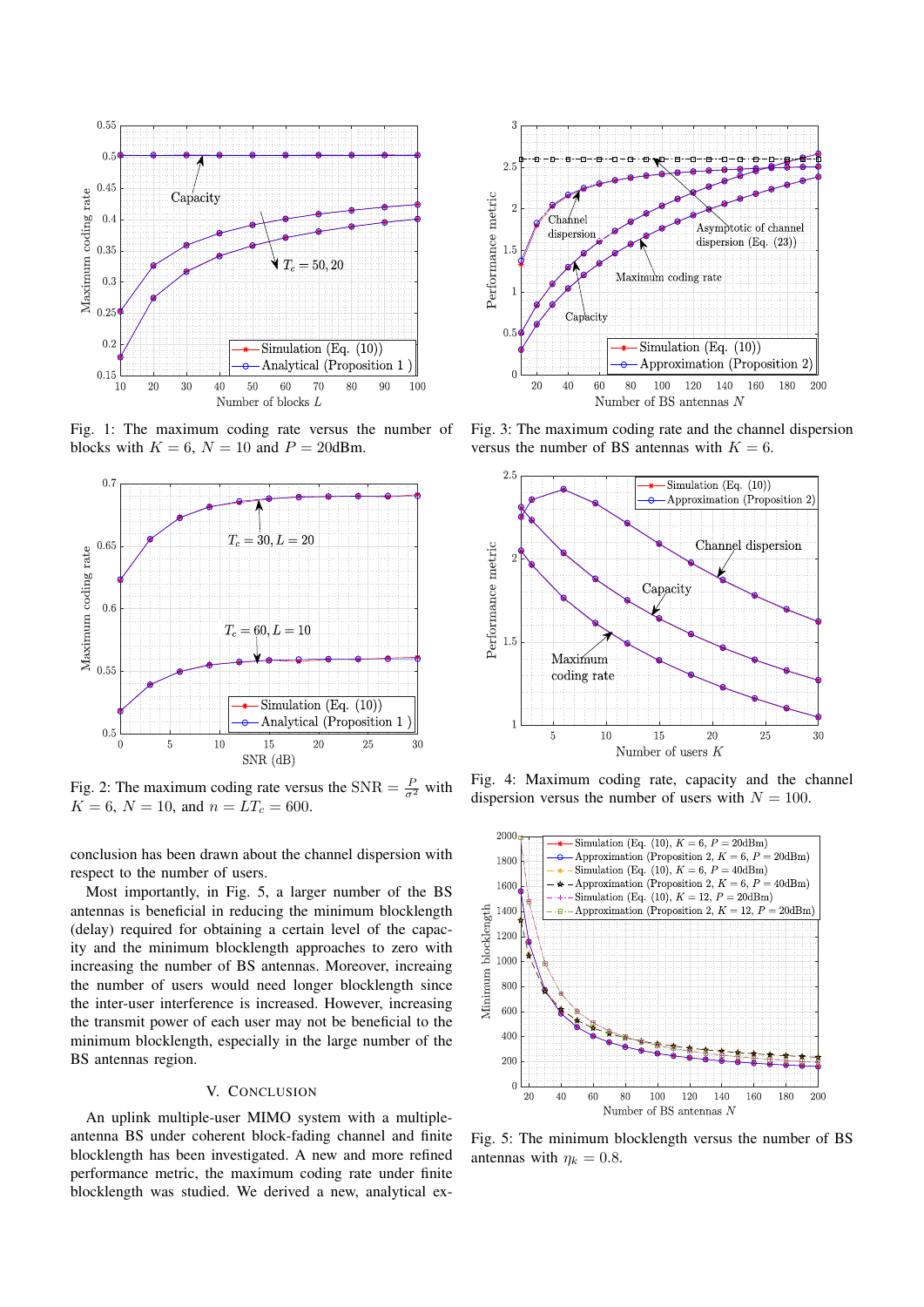Fig. 1: The maximum coding rate versus the number of blocks with $K = 6$, $N = 10$ and $P = 20$dBm.

Fig. 2: The maximum coding rate versus the SNR $= \frac{P}{\sigma^2}$ with $K = 6$, $N = 10$, and $n = LT_c = 600$.

Fig. 3: The maximum coding rate and the channel dispersion versus the number of BS antennas with $K = 6$.

Fig. 4: Maximum coding rate, capacity and the channel dispersion versus the number of users with $N = 100$.

Fig. 5: The minimum blocklength versus the number of BS antennas with $\eta_k = 0.8$.

conclusion has been drawn about the channel dispersion with respect to the number of users.

Most importantly, in Fig. 5, a larger number of the BS antennas is beneficial in reducing the minimum blocklength (delay) required for obtaining a certain level of the capacity and the minimum blocklength approaches to zero with increasing the number of BS antennas. Moreover, increaing the number of users would need longer blocklength since the inter-user interference is increased. However, increasing the transmit power of each user may not be beneficial to the minimum blocklength, especially in the large number of the BS antennas region.

## V. Conclusion

An uplink multiple-user MIMO system with a multiple-antenna BS under coherent block-fading channel and finite blocklength has been investigated. A new and more refined performance metric, the maximum coding rate under finite blocklength was studied. We derived a new, analytical ex-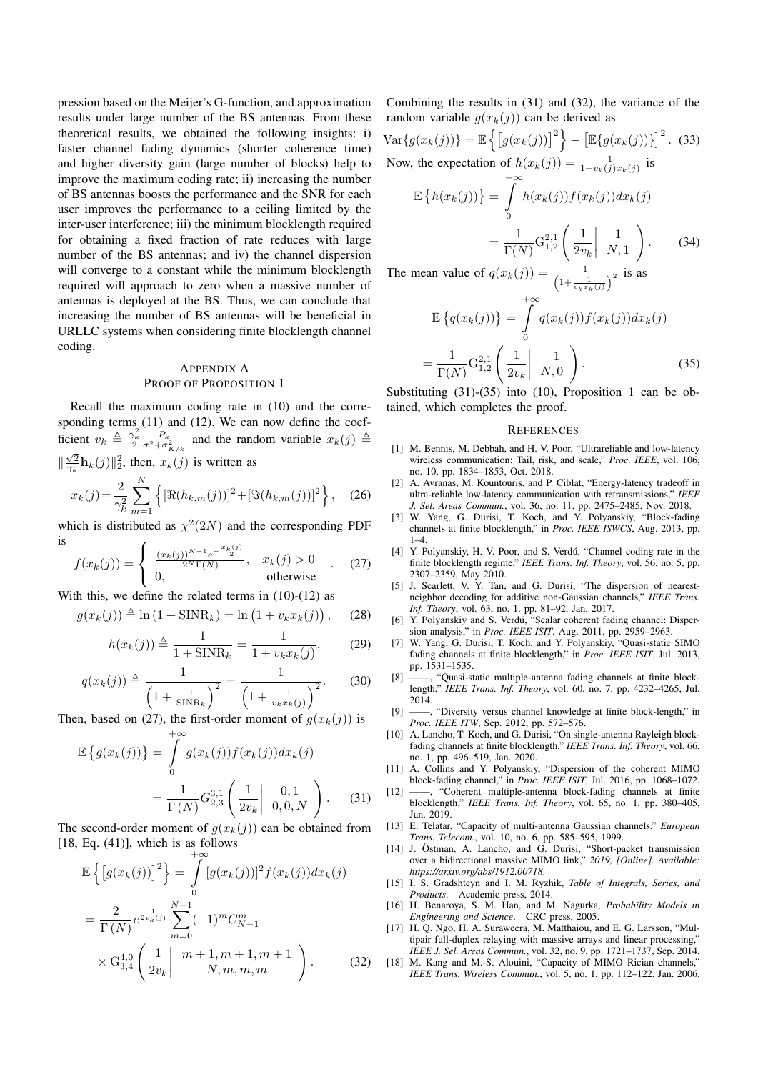pression based on the Meijer's G-function, and approximation results under large number of the BS antennas. From these theoretical results, we obtained the following insights: i) faster channel fading dynamics (shorter coherence time) and higher diversity gain (large number of blocks) help to improve the maximum coding rate; ii) increasing the number of BS antennas boosts the performance and the SNR for each user improves the performance to a ceiling limited by the inter-user interference; iii) the minimum blocklength required for obtaining a fixed fraction of rate reduces with large number of the BS antennas; and iv) the channel dispersion will converge to a constant while the minimum blocklength required will approach to zero when a massive number of antennas is deployed at the BS. Thus, we can conclude that increasing the number of BS antennas will be beneficial in URLLC systems when considering finite blocklength channel coding.

## Appendix A
## Proof of Proposition 1

Recall the maximum coding rate in (10) and the corresponding terms (11) and (12). We can now define the coefficient $v_k \triangleq \frac{\gamma_k^2}{2}\frac{P_k}{\sigma^2+\sigma_{K/k}^2}$ and the random variable $x_k(j) \triangleq \|\frac{\sqrt{2}}{\gamma_k}\mathbf{h}_k(j)\|_2^2$, then, $x_k(j)$ is written as

$$x_k(j)=\frac{2}{\gamma_k^2}\sum_{m=1}^{N}\left\{[\Re(h_{k,m}(j))]^2+[\Im(h_{k,m}(j))]^2\right\}, \quad (26)$$

which is distributed as $\chi^2(2N)$ and the corresponding PDF is

$$f(x_k(j)) = \begin{cases} \frac{(x_k(j))^{N-1}e^{-\frac{x_k(j)}{2}}}{2^N\Gamma(N)}, & x_k(j)>0 \\ 0, & \text{otherwise} \end{cases}. \quad (27)$$

With this, we define the related terms in (10)-(12) as

$$g(x_k(j)) \triangleq \ln\left(1+\text{SINR}_k\right) = \ln\left(1+v_k x_k(j)\right), \quad (28)$$

$$h(x_k(j)) \triangleq \frac{1}{1+\text{SINR}_k} = \frac{1}{1+v_k x_k(j)}, \quad (29)$$

$$q(x_k(j)) \triangleq \frac{1}{\left(1+\frac{1}{\text{SINR}_k}\right)^2} = \frac{1}{\left(1+\frac{1}{v_k x_k(j)}\right)^2}. \quad (30)$$

Then, based on (27), the first-order moment of $g(x_k(j))$ is

$$\mathbb{E}\left\{g(x_k(j))\right\} = \int_0^{+\infty} g(x_k(j))f(x_k(j))dx_k(j) = \frac{1}{\Gamma(N)}G_{2,3}^{3,1}\left(\frac{1}{2v_k}\middle|\begin{array}{c}0,1\\0,0,N\end{array}\right). \quad (31)$$

The second-order moment of $g(x_k(j))$ can be obtained from [18, Eq. (41)], which is as follows

$$\mathbb{E}\left\{\left[g(x_k(j))\right]^2\right\} = \int_0^{+\infty}[g(x_k(j))]^2 f(x_k(j))dx_k(j)$$
$$= \frac{2}{\Gamma(N)}e^{\frac{1}{2v_k(j)}}\sum_{m=0}^{N-1}(-1)^m C_{N-1}^m \times \mathrm{G}_{3,4}^{4,0}\left(\frac{1}{2v_k}\middle|\begin{array}{c}m+1,m+1,m+1\\N,m,m,m\end{array}\right). \quad (32)$$

Combining the results in (31) and (32), the variance of the random variable $g(x_k(j))$ can be derived as

$$\text{Var}\{g(x_k(j))\} = \mathbb{E}\left\{\left[g(x_k(j))\right]^2\right\} - \left[\mathbb{E}\{g(x_k(j))\}\right]^2. \quad (33)$$

Now, the expectation of $h(x_k(j)) = \frac{1}{1+v_k(j)x_k(j)}$ is

$$\mathbb{E}\left\{h(x_k(j))\right\} = \int_0^{+\infty} h(x_k(j))f(x_k(j))dx_k(j) = \frac{1}{\Gamma(N)}\mathrm{G}_{1,2}^{2,1}\left(\frac{1}{2v_k}\middle|\begin{array}{c}1\\N,1\end{array}\right). \quad (34)$$

The mean value of $q(x_k(j)) = \frac{1}{\left(1+\frac{1}{v_k x_k(j)}\right)^2}$ is as

$$\mathbb{E}\left\{q(x_k(j))\right\} = \int_0^{+\infty} q(x_k(j))f(x_k(j))dx_k(j) = \frac{1}{\Gamma(N)}\mathrm{G}_{1,2}^{2,1}\left(\frac{1}{2v_k}\middle|\begin{array}{c}-1\\N,0\end{array}\right). \quad (35)$$

Substituting (31)-(35) into (10), Proposition 1 can be obtained, which completes the proof.

## References

[1] M. Bennis, M. Debbah, and H. V. Poor, "Ultrareliable and low-latency wireless communication: Tail, risk, and scale," *Proc. IEEE*, vol. 106, no. 10, pp. 1834–1853, Oct. 2018.

[2] A. Avranas, M. Kountouris, and P. Ciblat, "Energy-latency tradeoff in ultra-reliable low-latency communication with retransmissions," *IEEE J. Sel. Areas Commun.*, vol. 36, no. 11, pp. 2475–2485, Nov. 2018.

[3] W. Yang, G. Durisi, T. Koch, and Y. Polyanskiy, "Block-fading channels at finite blocklength," in *Proc. IEEE ISWCS*, Aug. 2013, pp. 1–4.

[4] Y. Polyanskiy, H. V. Poor, and S. Verdú, "Channel coding rate in the finite blocklength regime," *IEEE Trans. Inf. Theory*, vol. 56, no. 5, pp. 2307–2359, May 2010.

[5] J. Scarlett, V. Y. Tan, and G. Durisi, "The dispersion of nearest-neighbor decoding for additive non-Gaussian channels," *IEEE Trans. Inf. Theory*, vol. 63, no. 1, pp. 81–92, Jan. 2017.

[6] Y. Polyanskiy and S. Verdú, "Scalar coherent fading channel: Dispersion analysis," in *Proc. IEEE ISIT*, Aug. 2011, pp. 2959–2963.

[7] W. Yang, G. Durisi, T. Koch, and Y. Polyanskiy, "Quasi-static SIMO fading channels at finite blocklength," in *Proc. IEEE ISIT*, Jul. 2013, pp. 1531–1535.

[8] ——, "Quasi-static multiple-antenna fading channels at finite blocklength," *IEEE Trans. Inf. Theory*, vol. 60, no. 7, pp. 4232–4265, Jul. 2014.

[9] ——, "Diversity versus channel knowledge at finite block-length," in *Proc. IEEE ITW*, Sep. 2012, pp. 572–576.

[10] A. Lancho, T. Koch, and G. Durisi, "On single-antenna Rayleigh block-fading channels at finite blocklength," *IEEE Trans. Inf. Theory*, vol. 66, no. 1, pp. 496–519, Jan. 2020.

[11] A. Collins and Y. Polyanskiy, "Dispersion of the coherent MIMO block-fading channel," in *Proc. IEEE ISIT*, Jul. 2016, pp. 1068–1072.

[12] ——, "Coherent multiple-antenna block-fading channels at finite blocklength," *IEEE Trans. Inf. Theory*, vol. 65, no. 1, pp. 380–405, Jan. 2019.

[13] E. Telatar, "Capacity of multi-antenna Gaussian channels," *European Trans. Telecom.*, vol. 10, no. 6, pp. 585–595, 1999.

[14] J. Östman, A. Lancho, and G. Durisi, "Short-packet transmission over a bidirectional massive MIMO link," *2019, [Online]. Available: https://arxiv.org/abs/1912.00718.*

[15] I. S. Gradshteyn and I. M. Ryzhik, *Table of Integrals, Series, and Products*. Academic press, 2014.

[16] H. Benaroya, S. M. Han, and M. Nagurka, *Probability Models in Engineering and Science*. CRC press, 2005.

[17] H. Q. Ngo, H. A. Suraweera, M. Matthaiou, and E. G. Larsson, "Multipair full-duplex relaying with massive arrays and linear processing," *IEEE J. Sel. Areas Commun.*, vol. 32, no. 9, pp. 1721–1737, Sep. 2014.

[18] M. Kang and M.-S. Alouini, "Capacity of MIMO Rician channels," *IEEE Trans. Wireless Commun.*, vol. 5, no. 1, pp. 112–122, Jan. 2006.